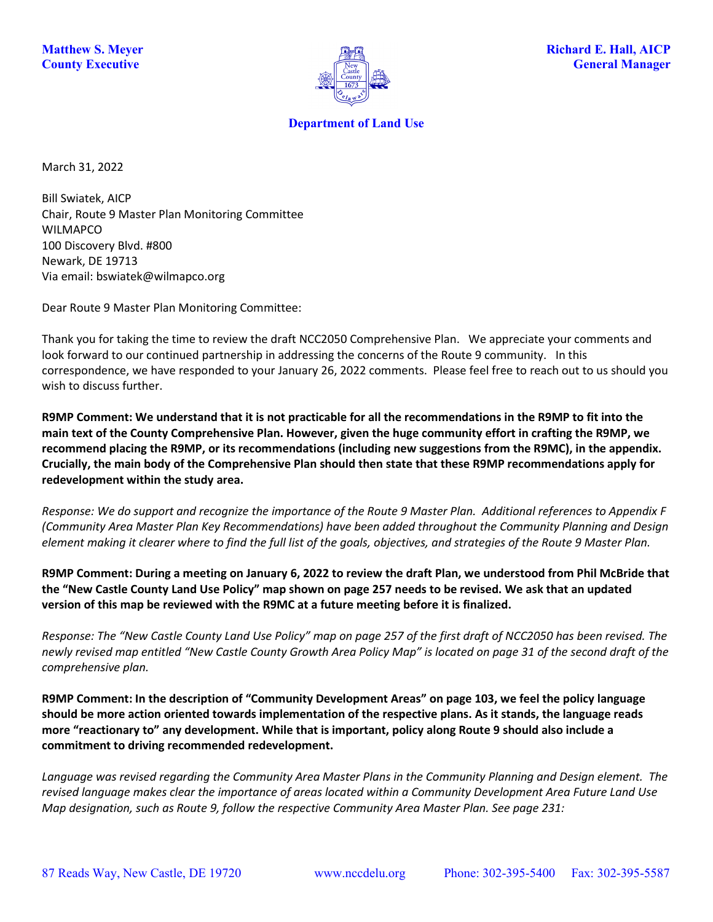**Matthew S. Meyer**
**County Executive**

**Richard E. Hall, AICP**
**General Manager**

**Department of Land Use**

March 31, 2022

Bill Swiatek, AICP
Chair, Route 9 Master Plan Monitoring Committee
WILMAPCO
100 Discovery Blvd. #800
Newark, DE 19713
Via email: bswiatek@wilmapco.org

Dear Route 9 Master Plan Monitoring Committee:

Thank you for taking the time to review the draft NCC2050 Comprehensive Plan. We appreciate your comments and look forward to our continued partnership in addressing the concerns of the Route 9 community. In this correspondence, we have responded to your January 26, 2022 comments. Please feel free to reach out to us should you wish to discuss further.

**R9MP Comment: We understand that it is not practicable for all the recommendations in the R9MP to fit into the main text of the County Comprehensive Plan. However, given the huge community effort in crafting the R9MP, we recommend placing the R9MP, or its recommendations (including new suggestions from the R9MC), in the appendix. Crucially, the main body of the Comprehensive Plan should then state that these R9MP recommendations apply for redevelopment within the study area.**

*Response: We do support and recognize the importance of the Route 9 Master Plan. Additional references to Appendix F (Community Area Master Plan Key Recommendations) have been added throughout the Community Planning and Design element making it clearer where to find the full list of the goals, objectives, and strategies of the Route 9 Master Plan.*

**R9MP Comment: During a meeting on January 6, 2022 to review the draft Plan, we understood from Phil McBride that the "New Castle County Land Use Policy" map shown on page 257 needs to be revised. We ask that an updated version of this map be reviewed with the R9MC at a future meeting before it is finalized.**

*Response: The "New Castle County Land Use Policy" map on page 257 of the first draft of NCC2050 has been revised. The newly revised map entitled "New Castle County Growth Area Policy Map" is located on page 31 of the second draft of the comprehensive plan.*

**R9MP Comment: In the description of "Community Development Areas" on page 103, we feel the policy language should be more action oriented towards implementation of the respective plans. As it stands, the language reads more "reactionary to" any development. While that is important, policy along Route 9 should also include a commitment to driving recommended redevelopment.**

*Language was revised regarding the Community Area Master Plans in the Community Planning and Design element. The revised language makes clear the importance of areas located within a Community Development Area Future Land Use Map designation, such as Route 9, follow the respective Community Area Master Plan. See page 231:*

87 Reads Way, New Castle, DE 19720 www.nccdelu.org Phone: 302-395-5400 Fax: 302-395-5587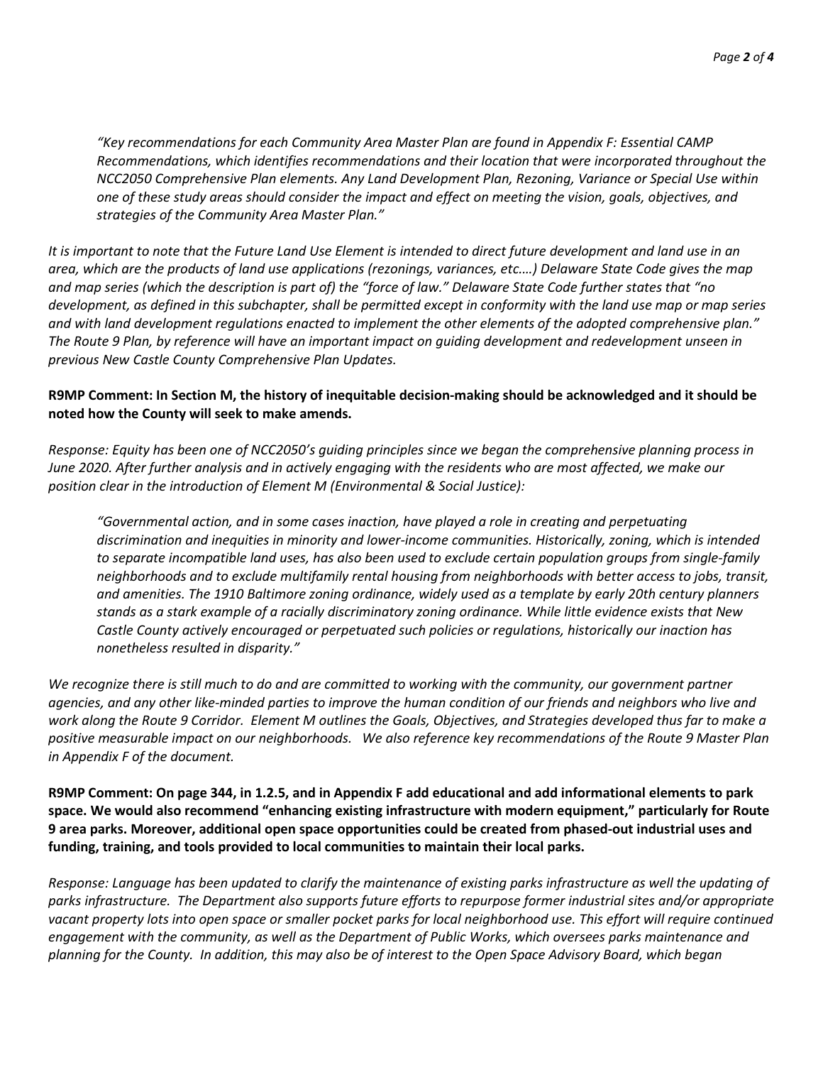*"Key recommendations for each Community Area Master Plan are found in Appendix F: Essential CAMP Recommendations, which identifies recommendations and their location that were incorporated throughout the NCC2050 Comprehensive Plan elements. Any Land Development Plan, Rezoning, Variance or Special Use within one of these study areas should consider the impact and effect on meeting the vision, goals, objectives, and strategies of the Community Area Master Plan."*

*It is important to note that the Future Land Use Element is intended to direct future development and land use in an area, which are the products of land use applications (rezonings, variances, etc.…) Delaware State Code gives the map and map series (which the description is part of) the "force of law." Delaware State Code further states that "no development, as defined in this subchapter, shall be permitted except in conformity with the land use map or map series and with land development regulations enacted to implement the other elements of the adopted comprehensive plan." The Route 9 Plan, by reference will have an important impact on guiding development and redevelopment unseen in previous New Castle County Comprehensive Plan Updates.*

**R9MP Comment: In Section M, the history of inequitable decision-making should be acknowledged and it should be noted how the County will seek to make amends.**

*Response: Equity has been one of NCC2050's guiding principles since we began the comprehensive planning process in June 2020. After further analysis and in actively engaging with the residents who are most affected, we make our position clear in the introduction of Element M (Environmental & Social Justice):*

*"Governmental action, and in some cases inaction, have played a role in creating and perpetuating discrimination and inequities in minority and lower-income communities. Historically, zoning, which is intended to separate incompatible land uses, has also been used to exclude certain population groups from single-family neighborhoods and to exclude multifamily rental housing from neighborhoods with better access to jobs, transit, and amenities. The 1910 Baltimore zoning ordinance, widely used as a template by early 20th century planners stands as a stark example of a racially discriminatory zoning ordinance. While little evidence exists that New Castle County actively encouraged or perpetuated such policies or regulations, historically our inaction has nonetheless resulted in disparity."*

*We recognize there is still much to do and are committed to working with the community, our government partner agencies, and any other like-minded parties to improve the human condition of our friends and neighbors who live and work along the Route 9 Corridor. Element M outlines the Goals, Objectives, and Strategies developed thus far to make a positive measurable impact on our neighborhoods. We also reference key recommendations of the Route 9 Master Plan in Appendix F of the document.*

**R9MP Comment: On page 344, in 1.2.5, and in Appendix F add educational and add informational elements to park space. We would also recommend "enhancing existing infrastructure with modern equipment," particularly for Route 9 area parks. Moreover, additional open space opportunities could be created from phased-out industrial uses and funding, training, and tools provided to local communities to maintain their local parks.**

*Response: Language has been updated to clarify the maintenance of existing parks infrastructure as well the updating of parks infrastructure. The Department also supports future efforts to repurpose former industrial sites and/or appropriate vacant property lots into open space or smaller pocket parks for local neighborhood use. This effort will require continued engagement with the community, as well as the Department of Public Works, which oversees parks maintenance and planning for the County. In addition, this may also be of interest to the Open Space Advisory Board, which began*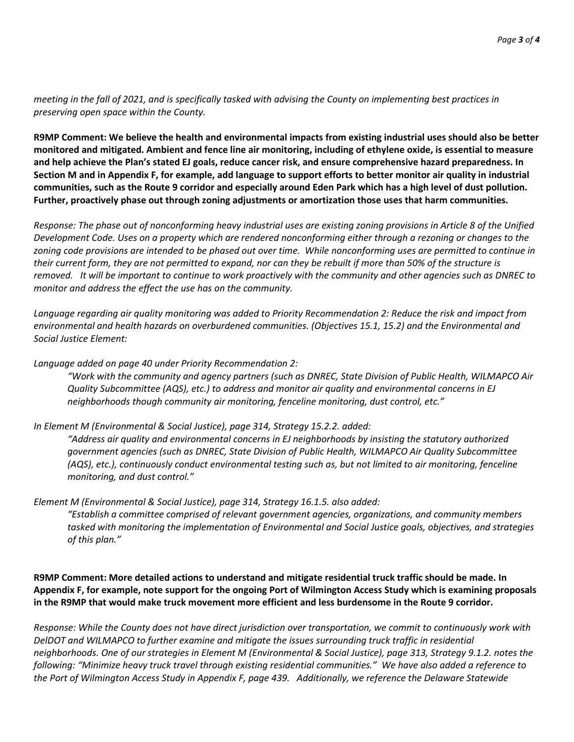*meeting in the fall of 2021, and is specifically tasked with advising the County on implementing best practices in preserving open space within the County.*

**R9MP Comment: We believe the health and environmental impacts from existing industrial uses should also be better monitored and mitigated. Ambient and fence line air monitoring, including of ethylene oxide, is essential to measure and help achieve the Plan's stated EJ goals, reduce cancer risk, and ensure comprehensive hazard preparedness. In Section M and in Appendix F, for example, add language to support efforts to better monitor air quality in industrial communities, such as the Route 9 corridor and especially around Eden Park which has a high level of dust pollution. Further, proactively phase out through zoning adjustments or amortization those uses that harm communities.**

*Response: The phase out of nonconforming heavy industrial uses are existing zoning provisions in Article 8 of the Unified Development Code. Uses on a property which are rendered nonconforming either through a rezoning or changes to the zoning code provisions are intended to be phased out over time. While nonconforming uses are permitted to continue in their current form, they are not permitted to expand, nor can they be rebuilt if more than 50% of the structure is removed. It will be important to continue to work proactively with the community and other agencies such as DNREC to monitor and address the effect the use has on the community.*

*Language regarding air quality monitoring was added to Priority Recommendation 2: Reduce the risk and impact from environmental and health hazards on overburdened communities. (Objectives 15.1, 15.2) and the Environmental and Social Justice Element:*

*Language added on page 40 under Priority Recommendation 2:*

> *"Work with the community and agency partners (such as DNREC, State Division of Public Health, WILMAPCO Air Quality Subcommittee (AQS), etc.) to address and monitor air quality and environmental concerns in EJ neighborhoods though community air monitoring, fenceline monitoring, dust control, etc."*

*In Element M (Environmental & Social Justice), page 314, Strategy 15.2.2. added:*

> *"Address air quality and environmental concerns in EJ neighborhoods by insisting the statutory authorized government agencies (such as DNREC, State Division of Public Health, WILMAPCO Air Quality Subcommittee (AQS), etc.), continuously conduct environmental testing such as, but not limited to air monitoring, fenceline monitoring, and dust control."*

*Element M (Environmental & Social Justice), page 314, Strategy 16.1.5. also added:*

> *"Establish a committee comprised of relevant government agencies, organizations, and community members tasked with monitoring the implementation of Environmental and Social Justice goals, objectives, and strategies of this plan."*

**R9MP Comment: More detailed actions to understand and mitigate residential truck traffic should be made. In Appendix F, for example, note support for the ongoing Port of Wilmington Access Study which is examining proposals in the R9MP that would make truck movement more efficient and less burdensome in the Route 9 corridor.**

*Response: While the County does not have direct jurisdiction over transportation, we commit to continuously work with DelDOT and WILMAPCO to further examine and mitigate the issues surrounding truck traffic in residential neighborhoods. One of our strategies in Element M (Environmental & Social Justice), page 313, Strategy 9.1.2. notes the following: "Minimize heavy truck travel through existing residential communities." We have also added a reference to the Port of Wilmington Access Study in Appendix F, page 439. Additionally, we reference the Delaware Statewide*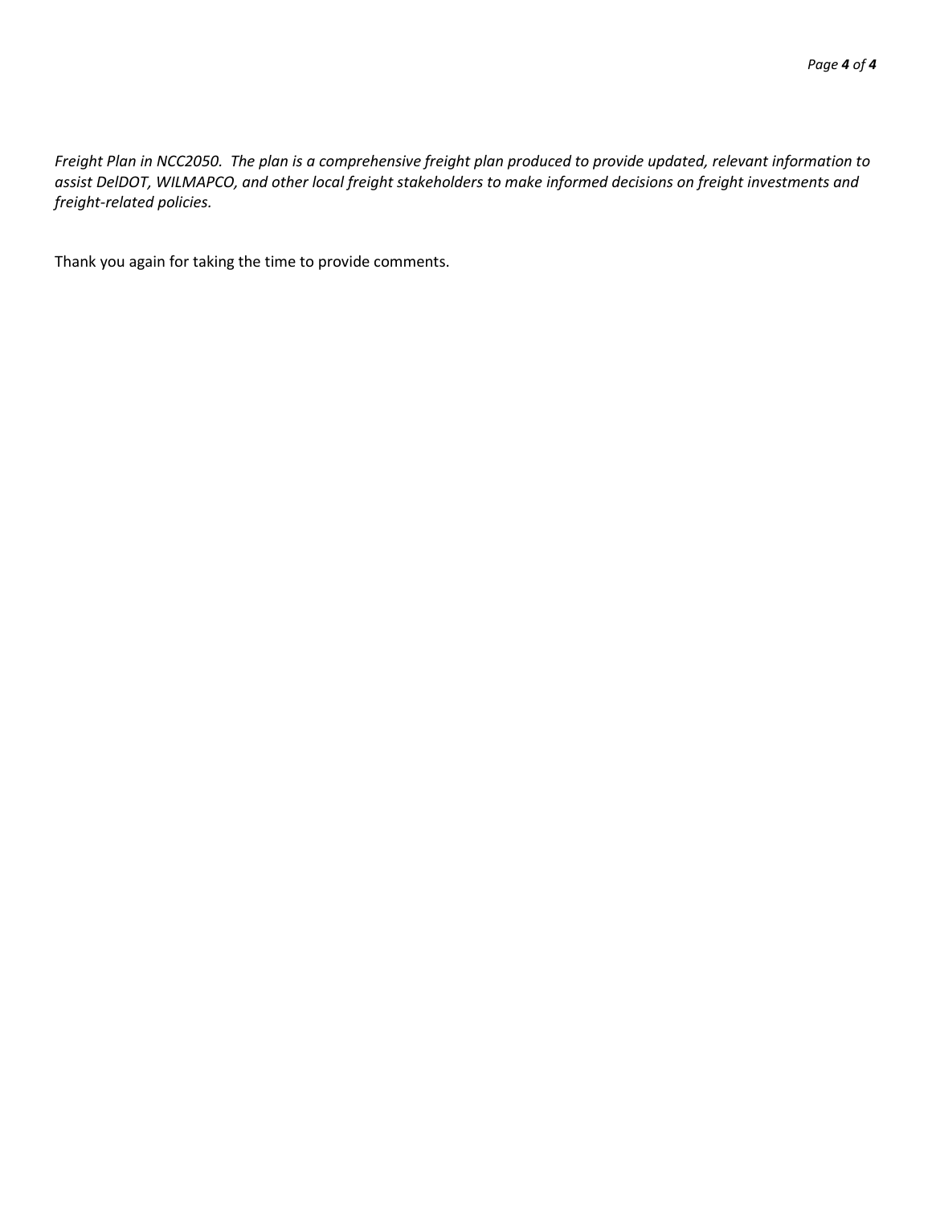*Freight Plan in NCC2050. The plan is a comprehensive freight plan produced to provide updated, relevant information to assist DelDOT, WILMAPCO, and other local freight stakeholders to make informed decisions on freight investments and freight-related policies.*

Thank you again for taking the time to provide comments.